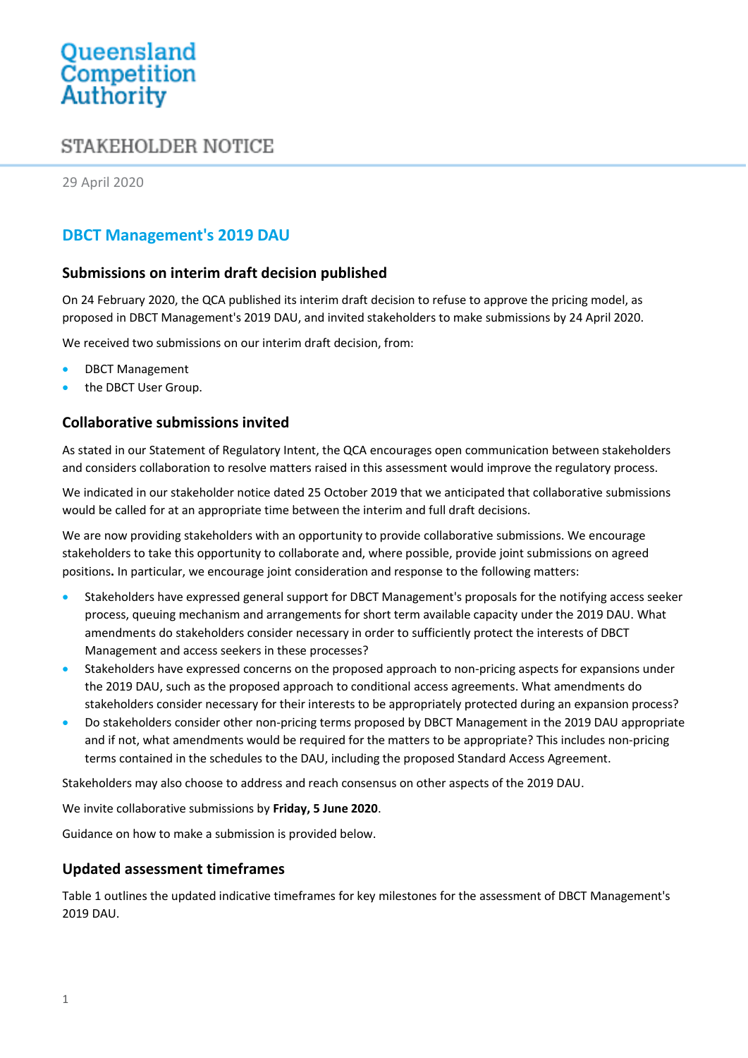Queensland Competition Authority

STAKEHOLDER NOTICE

29 April 2020

# DBCT Management's 2019 DAU

## Submissions on interim draft decision published

On 24 February 2020, the QCA published its interim draft decision to refuse to approve the pricing model, as proposed in DBCT Management's 2019 DAU, and invited stakeholders to make submissions by 24 April 2020.

We received two submissions on our interim draft decision, from:

- DBCT Management
- the DBCT User Group.

## Collaborative submissions invited

As stated in our Statement of Regulatory Intent, the QCA encourages open communication between stakeholders and considers collaboration to resolve matters raised in this assessment would improve the regulatory process.

We indicated in our stakeholder notice dated 25 October 2019 that we anticipated that collaborative submissions would be called for at an appropriate time between the interim and full draft decisions.

We are now providing stakeholders with an opportunity to provide collaborative submissions. We encourage stakeholders to take this opportunity to collaborate and, where possible, provide joint submissions on agreed positions**.** In particular, we encourage joint consideration and response to the following matters:

- Stakeholders have expressed general support for DBCT Management's proposals for the notifying access seeker process, queuing mechanism and arrangements for short term available capacity under the 2019 DAU. What amendments do stakeholders consider necessary in order to sufficiently protect the interests of DBCT Management and access seekers in these processes?
- Stakeholders have expressed concerns on the proposed approach to non-pricing aspects for expansions under the 2019 DAU, such as the proposed approach to conditional access agreements. What amendments do stakeholders consider necessary for their interests to be appropriately protected during an expansion process?
- Do stakeholders consider other non-pricing terms proposed by DBCT Management in the 2019 DAU appropriate and if not, what amendments would be required for the matters to be appropriate? This includes non-pricing terms contained in the schedules to the DAU, including the proposed Standard Access Agreement.

Stakeholders may also choose to address and reach consensus on other aspects of the 2019 DAU.

We invite collaborative submissions by **Friday, 5 June 2020**.

Guidance on how to make a submission is provided below.

## Updated assessment timeframes

Table 1 outlines the updated indicative timeframes for key milestones for the assessment of DBCT Management's 2019 DAU.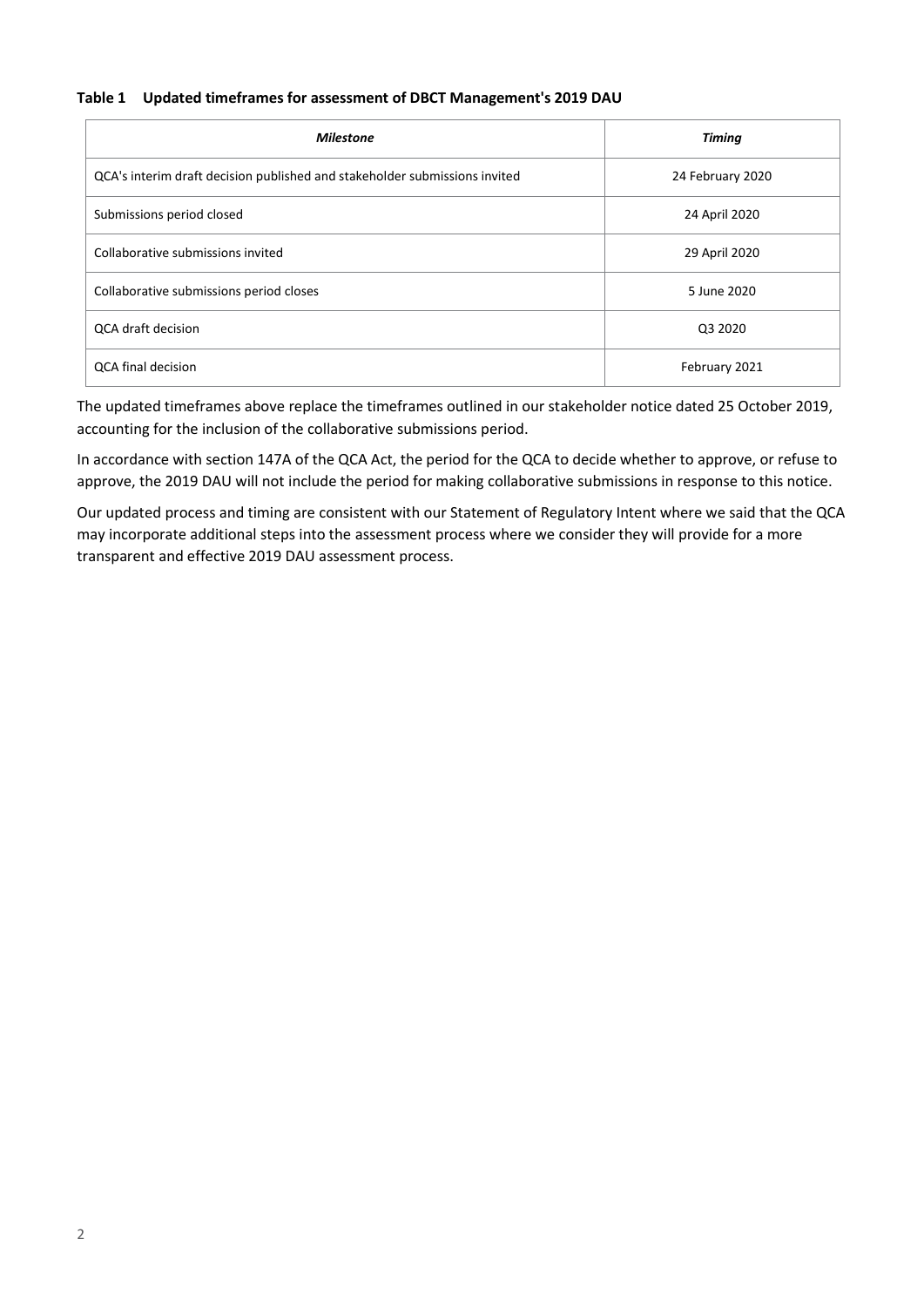**Table 1 Updated timeframes for assessment of DBCT Management's 2019 DAU**

| ***Milestone*** | ***Timing*** |
|---|---|
| QCA's interim draft decision published and stakeholder submissions invited | 24 February 2020 |
| Submissions period closed | 24 April 2020 |
| Collaborative submissions invited | 29 April 2020 |
| Collaborative submissions period closes | 5 June 2020 |
| QCA draft decision | Q3 2020 |
| QCA final decision | February 2021 |

The updated timeframes above replace the timeframes outlined in our stakeholder notice dated 25 October 2019, accounting for the inclusion of the collaborative submissions period.

In accordance with section 147A of the QCA Act, the period for the QCA to decide whether to approve, or refuse to approve, the 2019 DAU will not include the period for making collaborative submissions in response to this notice.

Our updated process and timing are consistent with our Statement of Regulatory Intent where we said that the QCA may incorporate additional steps into the assessment process where we consider they will provide for a more transparent and effective 2019 DAU assessment process.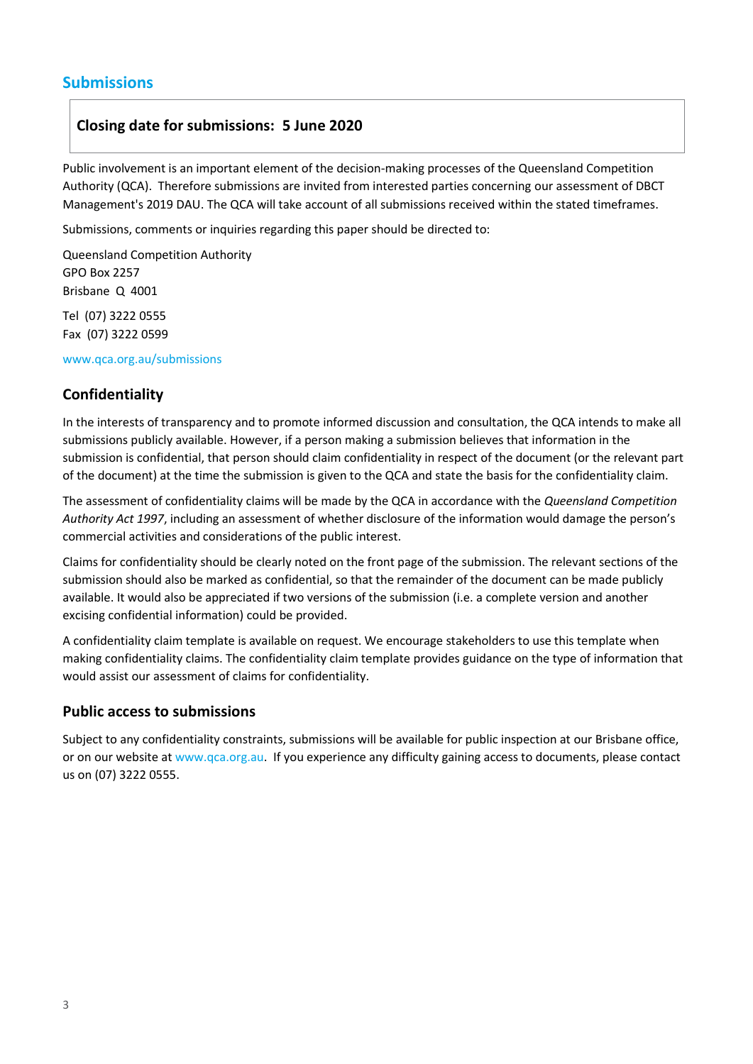## Submissions

**Closing date for submissions: 5 June 2020**

Public involvement is an important element of the decision-making processes of the Queensland Competition Authority (QCA). Therefore submissions are invited from interested parties concerning our assessment of DBCT Management's 2019 DAU. The QCA will take account of all submissions received within the stated timeframes.

Submissions, comments or inquiries regarding this paper should be directed to:

Queensland Competition Authority
GPO Box 2257
Brisbane Q 4001

Tel (07) 3222 0555
Fax (07) 3222 0599

www.qca.org.au/submissions

### Confidentiality

In the interests of transparency and to promote informed discussion and consultation, the QCA intends to make all submissions publicly available. However, if a person making a submission believes that information in the submission is confidential, that person should claim confidentiality in respect of the document (or the relevant part of the document) at the time the submission is given to the QCA and state the basis for the confidentiality claim.

The assessment of confidentiality claims will be made by the QCA in accordance with the *Queensland Competition Authority Act 1997*, including an assessment of whether disclosure of the information would damage the person's commercial activities and considerations of the public interest.

Claims for confidentiality should be clearly noted on the front page of the submission. The relevant sections of the submission should also be marked as confidential, so that the remainder of the document can be made publicly available. It would also be appreciated if two versions of the submission (i.e. a complete version and another excising confidential information) could be provided.

A confidentiality claim template is available on request. We encourage stakeholders to use this template when making confidentiality claims. The confidentiality claim template provides guidance on the type of information that would assist our assessment of claims for confidentiality.

### Public access to submissions

Subject to any confidentiality constraints, submissions will be available for public inspection at our Brisbane office, or on our website at www.qca.org.au. If you experience any difficulty gaining access to documents, please contact us on (07) 3222 0555.